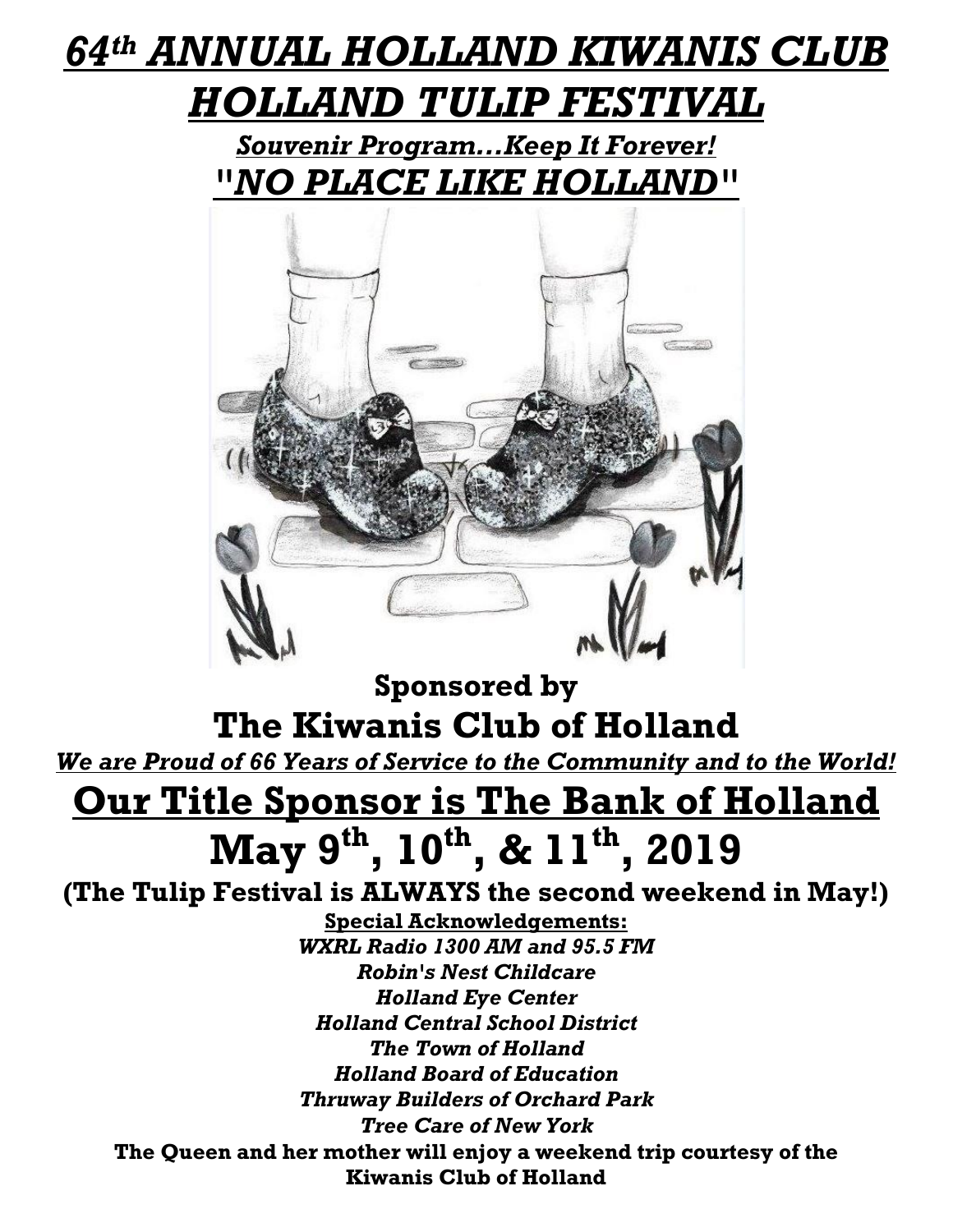# *64th ANNUAL HOLLAND KIWANIS CLUB HOLLAND TULIP FESTIVAL*

***Souvenir Program…Keep It Forever!***

## *"NO PLACE LIKE HOLLAND"*

**Sponsored by**

## The Kiwanis Club of Holland

***We are Proud of 66 Years of Service to the Community and to the World!***

## Our Title Sponsor is The Bank of Holland

# May 9th, 10th, & 11th, 2019

**(The Tulip Festival is ALWAYS the second weekend in May!)**

**Special Acknowledgements:**

***WXRL Radio 1300 AM and 95.5 FM***

***Robin's Nest Childcare***

***Holland Eye Center***

***Holland Central School District***

***The Town of Holland***

***Holland Board of Education***

***Thruway Builders of Orchard Park***

***Tree Care of New York***

**The Queen and her mother will enjoy a weekend trip courtesy of the Kiwanis Club of Holland**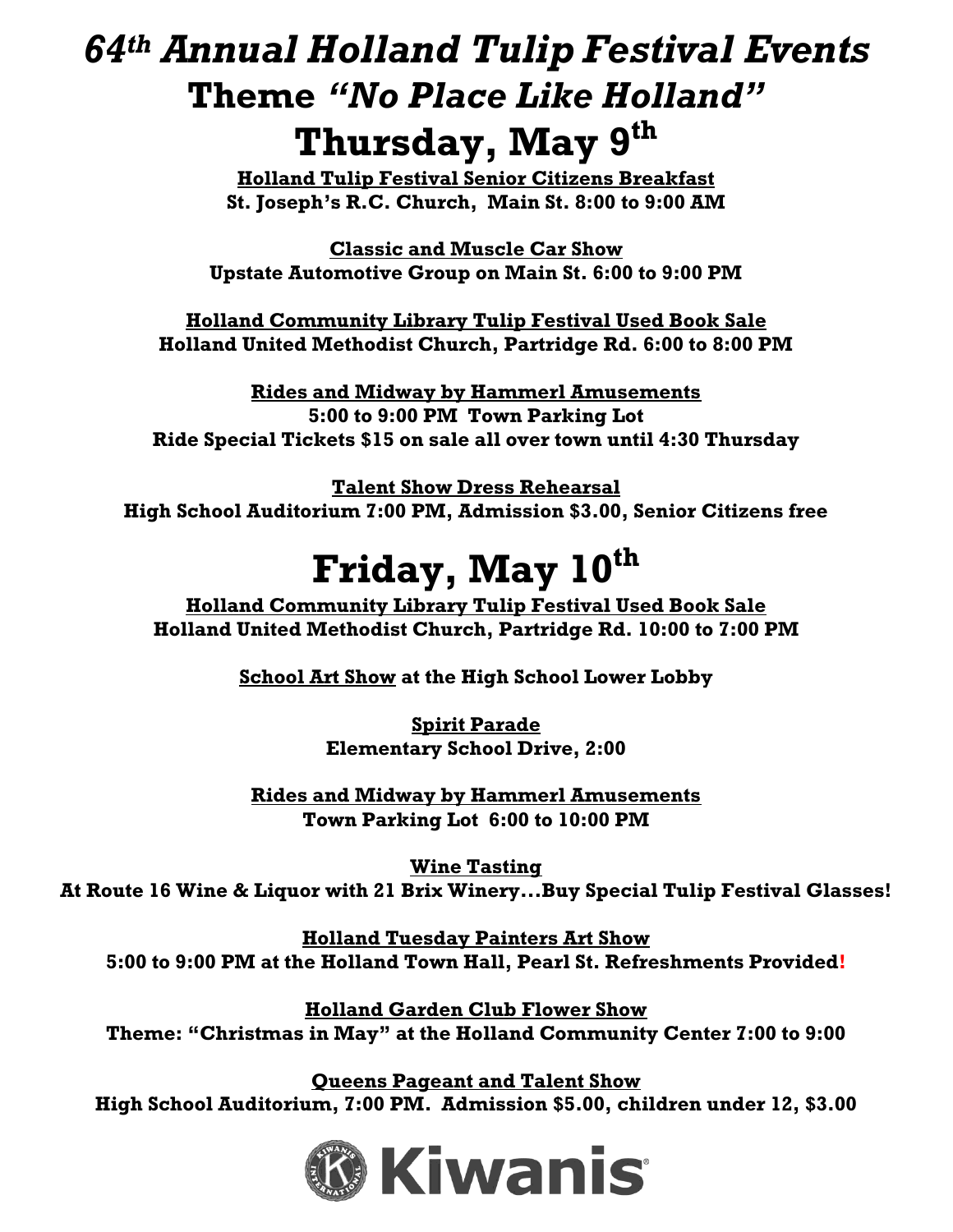# *64th Annual Holland Tulip Festival Events*

## Theme *"No Place Like Holland"*

## Thursday, May 9th

**Holland Tulip Festival Senior Citizens Breakfast**
**St. Joseph's R.C. Church, Main St. 8:00 to 9:00 AM**

**Classic and Muscle Car Show**
**Upstate Automotive Group on Main St. 6:00 to 9:00 PM**

**Holland Community Library Tulip Festival Used Book Sale**
**Holland United Methodist Church, Partridge Rd. 6:00 to 8:00 PM**

**Rides and Midway by Hammerl Amusements**
**5:00 to 9:00 PM Town Parking Lot**
**Ride Special Tickets $15 on sale all over town until 4:30 Thursday**

**Talent Show Dress Rehearsal**
**High School Auditorium 7:00 PM, Admission $3.00, Senior Citizens free**

## Friday, May 10th

**Holland Community Library Tulip Festival Used Book Sale**
**Holland United Methodist Church, Partridge Rd. 10:00 to 7:00 PM**

**School Art Show at the High School Lower Lobby**

**Spirit Parade**
**Elementary School Drive, 2:00**

**Rides and Midway by Hammerl Amusements**
**Town Parking Lot 6:00 to 10:00 PM**

**Wine Tasting**
**At Route 16 Wine & Liquor with 21 Brix Winery…Buy Special Tulip Festival Glasses!**

**Holland Tuesday Painters Art Show**
**5:00 to 9:00 PM at the Holland Town Hall, Pearl St. Refreshments Provided!**

**Holland Garden Club Flower Show**
**Theme: "Christmas in May" at the Holland Community Center 7:00 to 9:00**

**Queens Pageant and Talent Show**
**High School Auditorium, 7:00 PM. Admission $5.00, children under 12, $3.00**

Kiwanis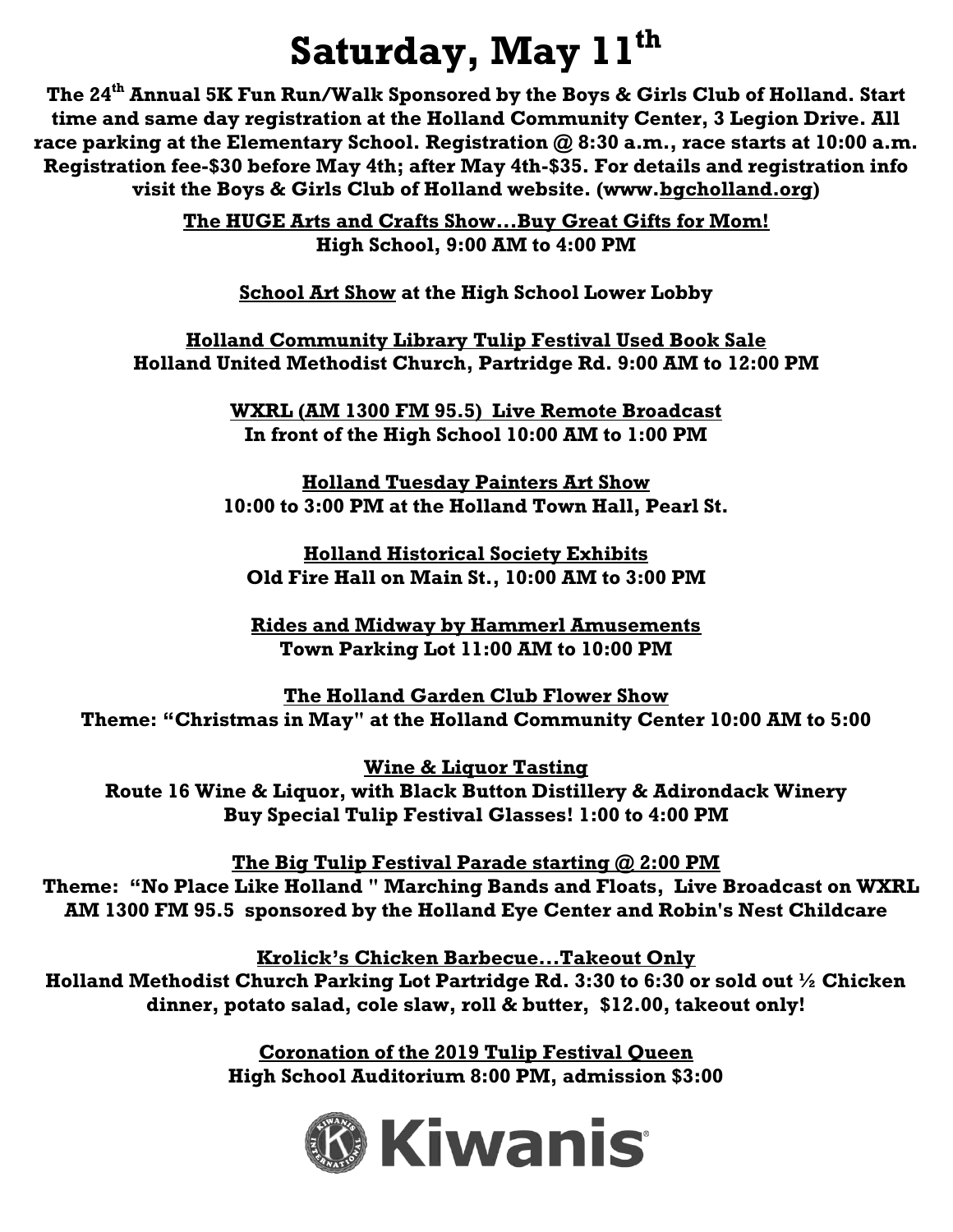# Saturday, May 11th

**The 24th Annual 5K Fun Run/Walk Sponsored by the Boys & Girls Club of Holland. Start time and same day registration at the Holland Community Center, 3 Legion Drive. All race parking at the Elementary School. Registration @ 8:30 a.m., race starts at 10:00 a.m. Registration fee-$30 before May 4th; after May 4th-$35. For details and registration info visit the Boys & Girls Club of Holland website. (www.bgcholland.org)**

**The HUGE Arts and Crafts Show…Buy Great Gifts for Mom!**
**High School, 9:00 AM to 4:00 PM**

**School Art Show at the High School Lower Lobby**

**Holland Community Library Tulip Festival Used Book Sale**
**Holland United Methodist Church, Partridge Rd. 9:00 AM to 12:00 PM**

**WXRL (AM 1300 FM 95.5) Live Remote Broadcast**
**In front of the High School 10:00 AM to 1:00 PM**

**Holland Tuesday Painters Art Show**
**10:00 to 3:00 PM at the Holland Town Hall, Pearl St.**

**Holland Historical Society Exhibits**
**Old Fire Hall on Main St., 10:00 AM to 3:00 PM**

**Rides and Midway by Hammerl Amusements**
**Town Parking Lot 11:00 AM to 10:00 PM**

**The Holland Garden Club Flower Show**
**Theme: "Christmas in May" at the Holland Community Center 10:00 AM to 5:00**

**Wine & Liquor Tasting**
**Route 16 Wine & Liquor, with Black Button Distillery & Adirondack Winery**
**Buy Special Tulip Festival Glasses! 1:00 to 4:00 PM**

**The Big Tulip Festival Parade starting @ 2:00 PM**
**Theme: "No Place Like Holland " Marching Bands and Floats, Live Broadcast on WXRL AM 1300 FM 95.5 sponsored by the Holland Eye Center and Robin's Nest Childcare**

**Krolick's Chicken Barbecue…Takeout Only**
**Holland Methodist Church Parking Lot Partridge Rd. 3:30 to 6:30 or sold out ½ Chicken dinner, potato salad, cole slaw, roll & butter, $12.00, takeout only!**

**Coronation of the 2019 Tulip Festival Queen**
**High School Auditorium 8:00 PM, admission $3:00**

Kiwanis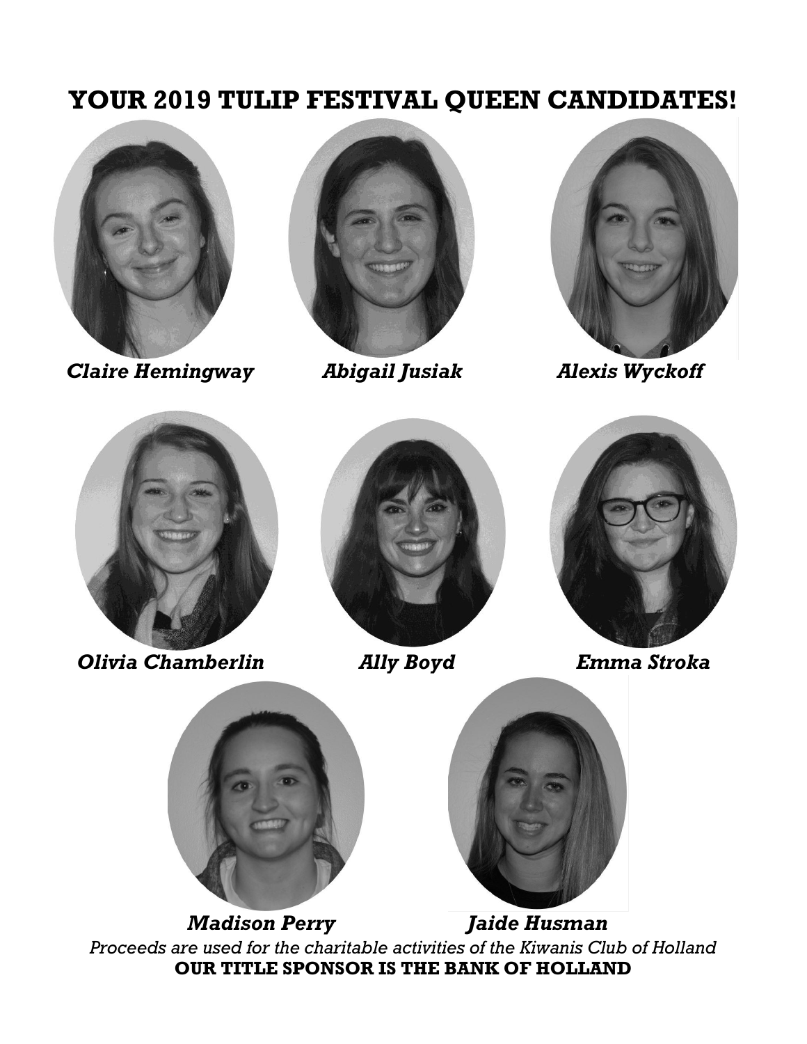# YOUR 2019 TULIP FESTIVAL QUEEN CANDIDATES!

*Claire Hemingway*

*Abigail Jusiak*

*Alexis Wyckoff*

*Olivia Chamberlin*

*Ally Boyd*

*Emma Stroka*

*Madison Perry*

*Jaide Husman*

*Proceeds are used for the charitable activities of the Kiwanis Club of Holland*

**OUR TITLE SPONSOR IS THE BANK OF HOLLAND**